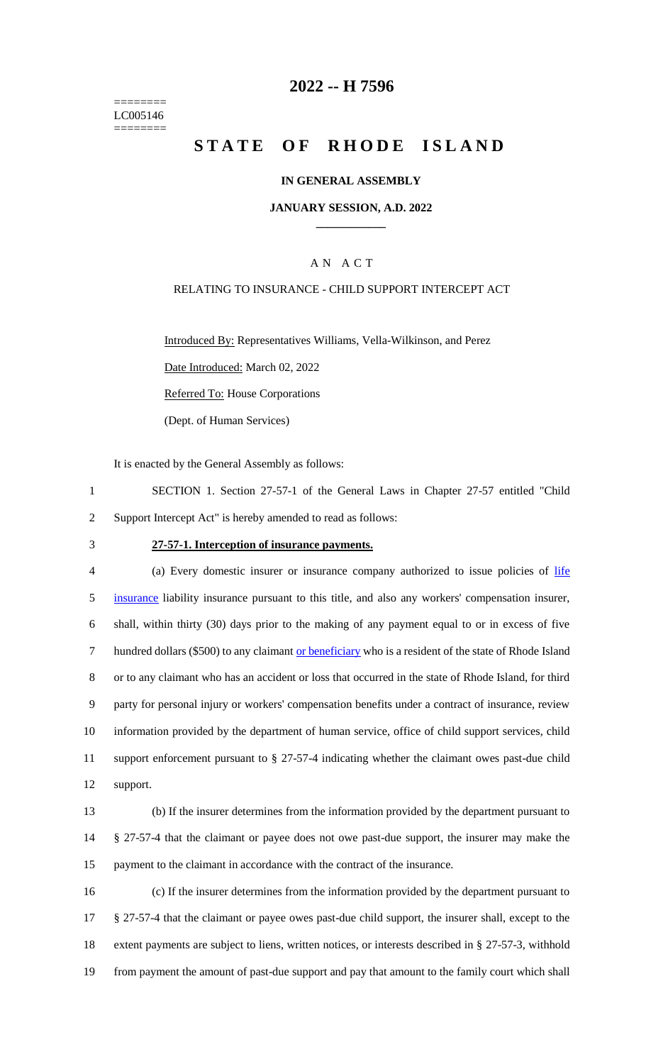========
LC005146
========

# 2022 -- H 7596

# STATE OF RHODE ISLAND

## IN GENERAL ASSEMBLY

### JANUARY SESSION, A.D. 2022

---

A N A C T

RELATING TO INSURANCE - CHILD SUPPORT INTERCEPT ACT

Introduced By: Representatives Williams, Vella-Wilkinson, and Perez

Date Introduced: March 02, 2022

Referred To: House Corporations

(Dept. of Human Services)

It is enacted by the General Assembly as follows:

1 SECTION 1. Section 27-57-1 of the General Laws in Chapter 27-57 entitled "Child
2 Support Intercept Act" is hereby amended to read as follows:

3 **27-57-1. Interception of insurance payments.**

4 (a) Every domestic insurer or insurance company authorized to issue policies of life
5 insurance liability insurance pursuant to this title, and also any workers' compensation insurer,
6 shall, within thirty (30) days prior to the making of any payment equal to or in excess of five
7 hundred dollars ($500) to any claimant or beneficiary who is a resident of the state of Rhode Island
8 or to any claimant who has an accident or loss that occurred in the state of Rhode Island, for third
9 party for personal injury or workers' compensation benefits under a contract of insurance, review
10 information provided by the department of human service, office of child support services, child
11 support enforcement pursuant to § 27-57-4 indicating whether the claimant owes past-due child
12 support.

13 (b) If the insurer determines from the information provided by the department pursuant to
14 § 27-57-4 that the claimant or payee does not owe past-due support, the insurer may make the
15 payment to the claimant in accordance with the contract of the insurance.

16 (c) If the insurer determines from the information provided by the department pursuant to
17 § 27-57-4 that the claimant or payee owes past-due child support, the insurer shall, except to the
18 extent payments are subject to liens, written notices, or interests described in § 27-57-3, withhold
19 from payment the amount of past-due support and pay that amount to the family court which shall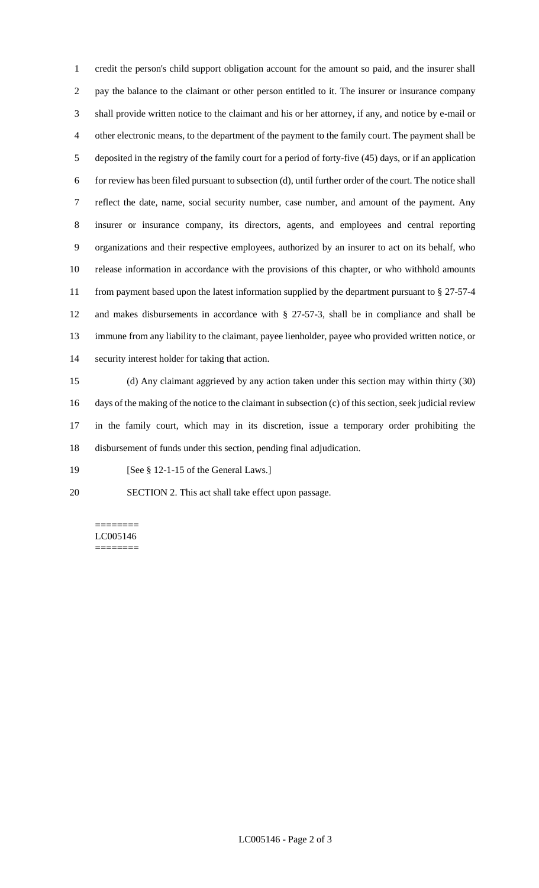credit the person's child support obligation account for the amount so paid, and the insurer shall pay the balance to the claimant or other person entitled to it. The insurer or insurance company shall provide written notice to the claimant and his or her attorney, if any, and notice by e-mail or other electronic means, to the department of the payment to the family court. The payment shall be deposited in the registry of the family court for a period of forty-five (45) days, or if an application for review has been filed pursuant to subsection (d), until further order of the court. The notice shall reflect the date, name, social security number, case number, and amount of the payment. Any insurer or insurance company, its directors, agents, and employees and central reporting organizations and their respective employees, authorized by an insurer to act on its behalf, who release information in accordance with the provisions of this chapter, or who withhold amounts from payment based upon the latest information supplied by the department pursuant to § 27-57-4 and makes disbursements in accordance with § 27-57-3, shall be in compliance and shall be immune from any liability to the claimant, payee lienholder, payee who provided written notice, or security interest holder for taking that action.

(d) Any claimant aggrieved by any action taken under this section may within thirty (30) days of the making of the notice to the claimant in subsection (c) of this section, seek judicial review in the family court, which may in its discretion, issue a temporary order prohibiting the disbursement of funds under this section, pending final adjudication.

[See § 12-1-15 of the General Laws.]

SECTION 2. This act shall take effect upon passage.

========
LC005146
========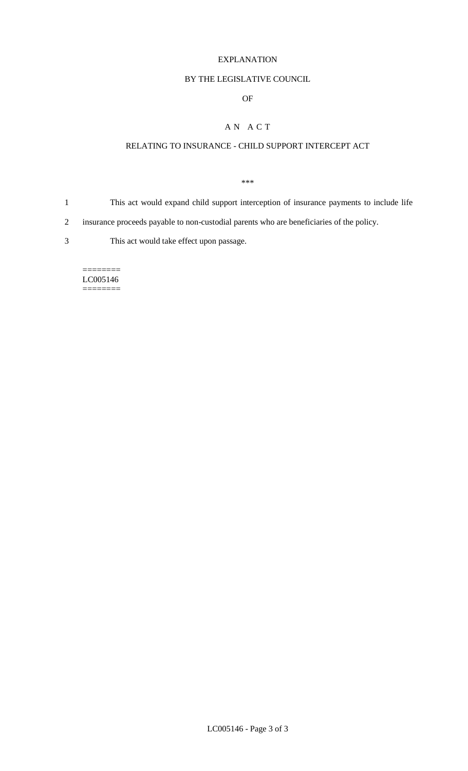EXPLANATION

BY THE LEGISLATIVE COUNCIL

OF

A N A C T

RELATING TO INSURANCE - CHILD SUPPORT INTERCEPT ACT

\*\*\*

1 This act would expand child support interception of insurance payments to include life

2 insurance proceeds payable to non-custodial parents who are beneficiaries of the policy.

3 This act would take effect upon passage.

========
LC005146
========